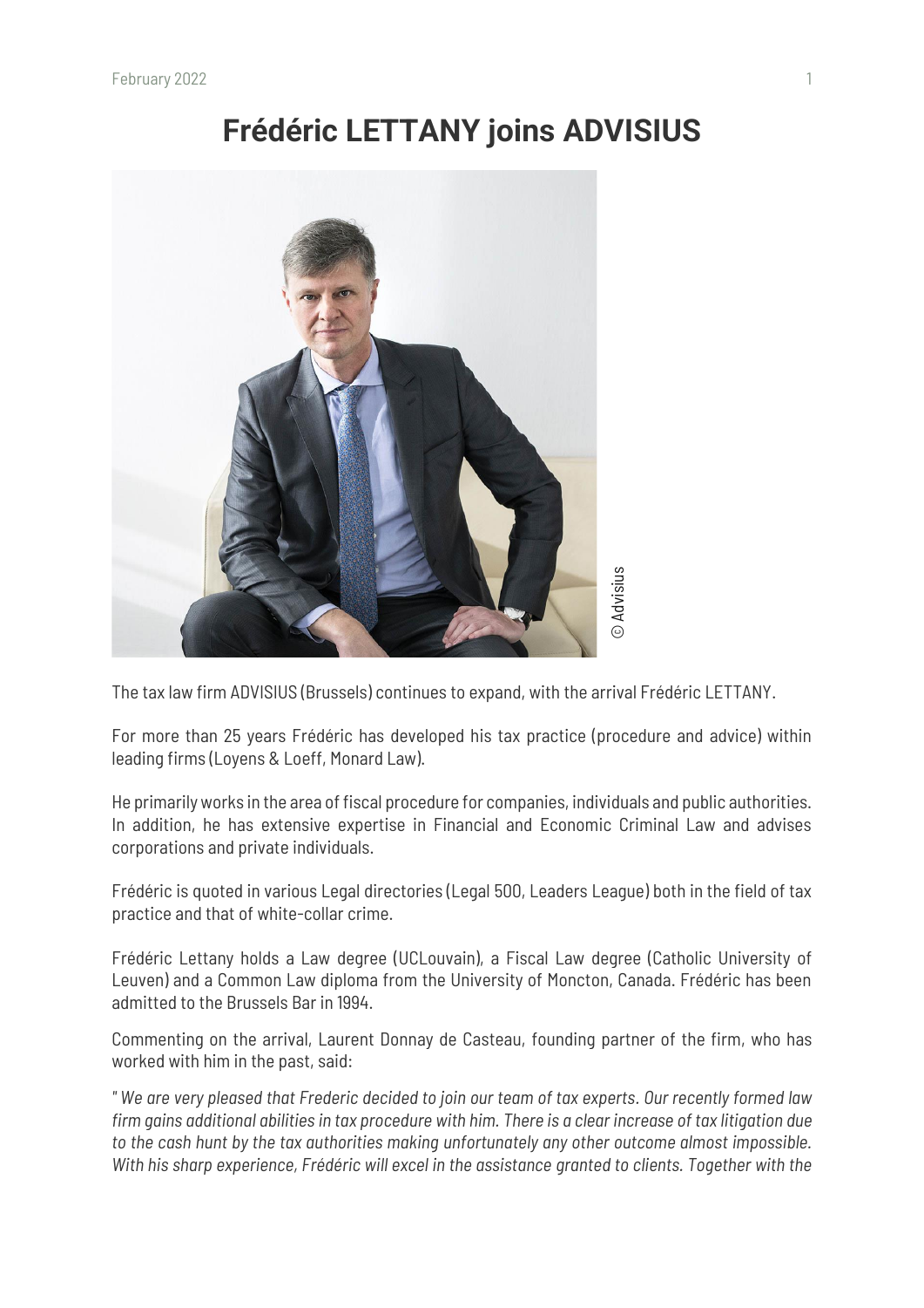# Frédéric LETTANY joins ADVISIUS

© Advisius

The tax law firm ADVISIUS (Brussels) continues to expand, with the arrival Frédéric LETTANY.

For more than 25 years Frédéric has developed his tax practice (procedure and advice) within leading firms (Loyens & Loeff, Monard Law).

He primarily works in the area of fiscal procedure for companies, individuals and public authorities. In addition, he has extensive expertise in Financial and Economic Criminal Law and advises corporations and private individuals.

Frédéric is quoted in various Legal directories (Legal 500, Leaders League) both in the field of tax practice and that of white-collar crime.

Frédéric Lettany holds a Law degree (UCLouvain), a Fiscal Law degree (Catholic University of Leuven) and a Common Law diploma from the University of Moncton, Canada. Frédéric has been admitted to the Brussels Bar in 1994.

Commenting on the arrival, Laurent Donnay de Casteau, founding partner of the firm, who has worked with him in the past, said:

*" We are very pleased that Frederic decided to join our team of tax experts. Our recently formed law firm gains additional abilities in tax procedure with him. There is a clear increase of tax litigation due to the cash hunt by the tax authorities making unfortunately any other outcome almost impossible. With his sharp experience, Frédéric will excel in the assistance granted to clients. Together with the*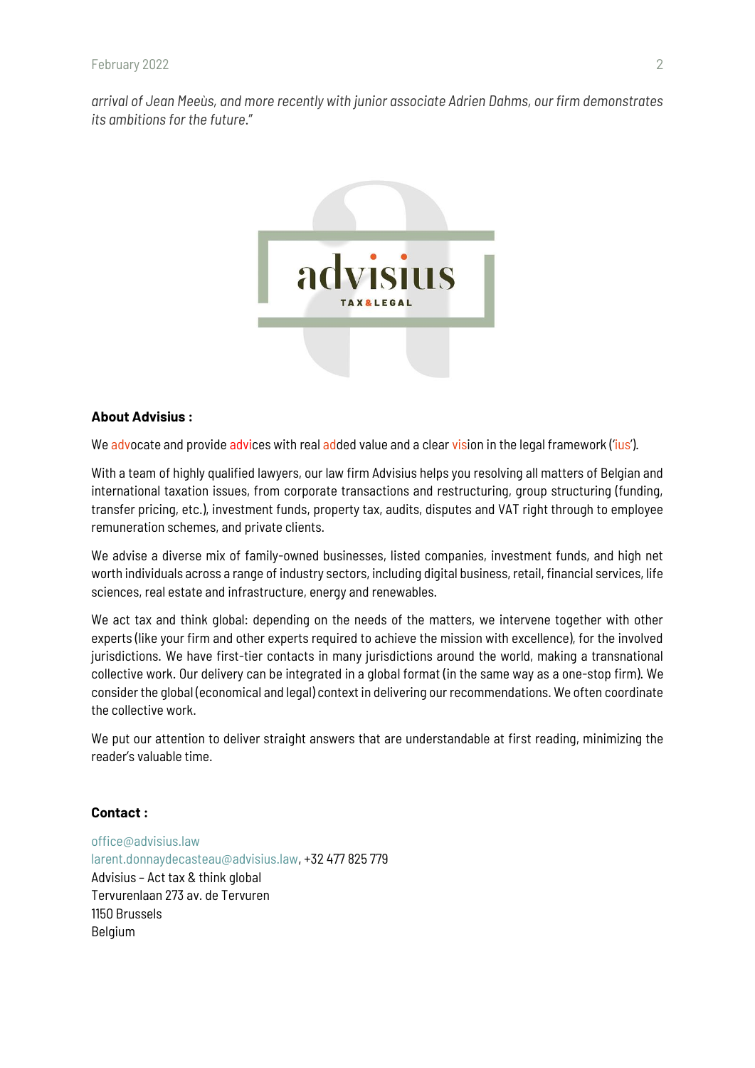*arrival of Jean Meeùs, and more recently with junior associate Adrien Dahms, our firm demonstrates its ambitions for the future."*

**About Advisius :**

We advocate and provide advices with real added value and a clear vision in the legal framework ('ius').

With a team of highly qualified lawyers, our law firm Advisius helps you resolving all matters of Belgian and international taxation issues, from corporate transactions and restructuring, group structuring (funding, transfer pricing, etc.), investment funds, property tax, audits, disputes and VAT right through to employee remuneration schemes, and private clients.

We advise a diverse mix of family-owned businesses, listed companies, investment funds, and high net worth individuals across a range of industry sectors, including digital business, retail, financial services, life sciences, real estate and infrastructure, energy and renewables.

We act tax and think global: depending on the needs of the matters, we intervene together with other experts (like your firm and other experts required to achieve the mission with excellence), for the involved jurisdictions. We have first-tier contacts in many jurisdictions around the world, making a transnational collective work. Our delivery can be integrated in a global format (in the same way as a one-stop firm). We consider the global (economical and legal) context in delivering our recommendations. We often coordinate the collective work.

We put our attention to deliver straight answers that are understandable at first reading, minimizing the reader's valuable time.

**Contact :**

office@advisius.law
larent.donnaydecasteau@advisius.law, +32 477 825 779
Advisius – Act tax & think global
Tervurenlaan 273 av. de Tervuren
1150 Brussels
Belgium